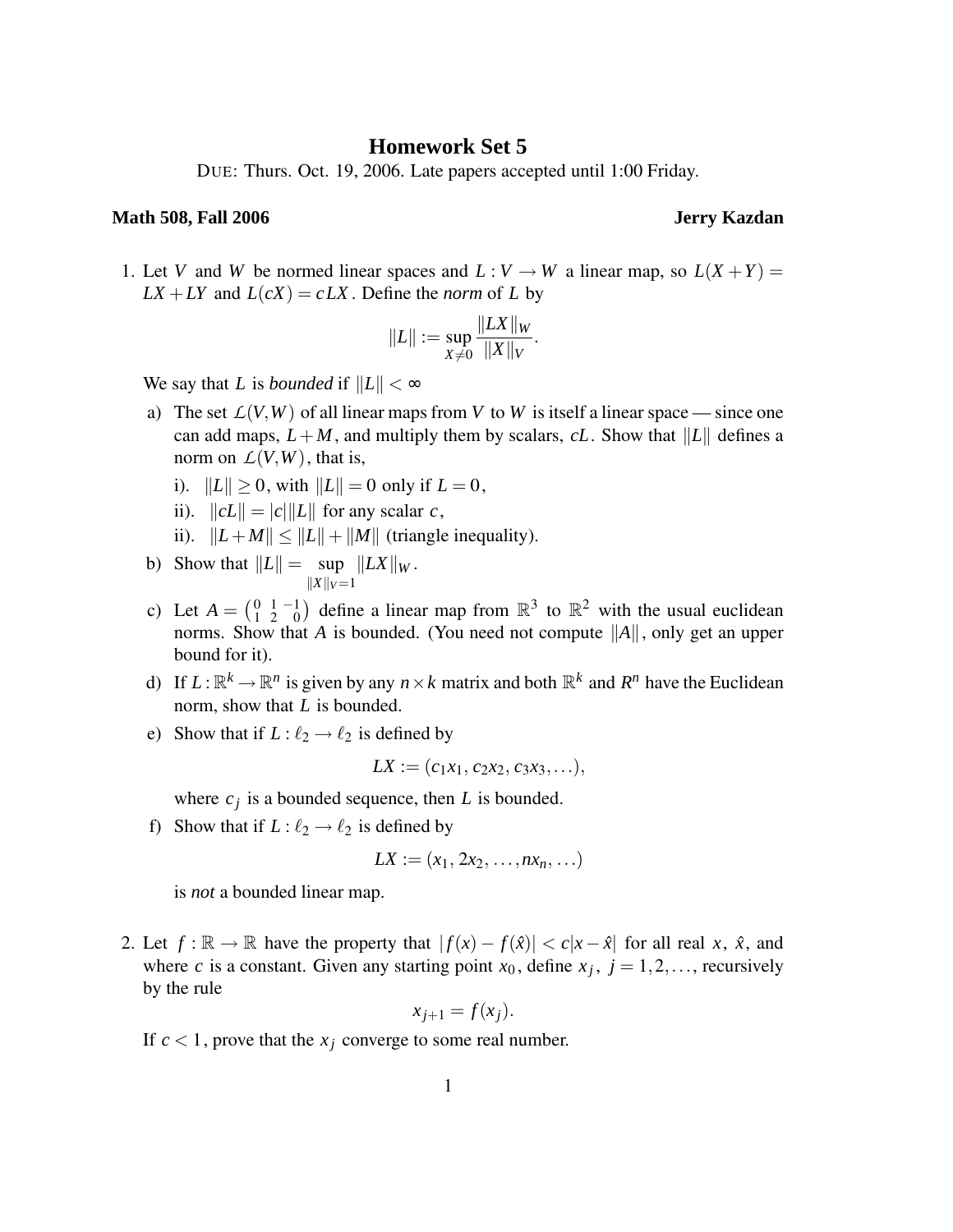# Homework Set 5

DUE: Thurs. Oct. 19, 2006. Late papers accepted until 1:00 Friday.

**Math 508, Fall 2006** **Jerry Kazdan**

1. Let $V$ and $W$ be normed linear spaces and $L : V \to W$ a linear map, so $L(X+Y) = LX + LY$ and $L(cX) = cLX$. Define the *norm* of $L$ by

$$\|L\| := \sup_{X \neq 0} \frac{\|LX\|_W}{\|X\|_V}.$$

We say that $L$ is *bounded* if $\|L\| < \infty$

a) The set $\mathcal{L}(V,W)$ of all linear maps from $V$ to $W$ is itself a linear space — since one can add maps, $L+M$, and multiply them by scalars, $cL$. Show that $\|L\|$ defines a norm on $\mathcal{L}(V,W)$, that is,

   i). $\|L\| \geq 0$, with $\|L\| = 0$ only if $L = 0$,

   ii). $\|cL\| = |c|\|L\|$ for any scalar $c$,

   ii). $\|L+M\| \leq \|L\| + \|M\|$ (triangle inequality).

b) Show that $\|L\| = \sup_{\|X\|_V = 1} \|LX\|_W$.

c) Let $A = \begin{pmatrix} 0 & 1 & -1 \\ 1 & 2 & 0 \end{pmatrix}$ define a linear map from $\mathbb{R}^3$ to $\mathbb{R}^2$ with the usual euclidean norms. Show that $A$ is bounded. (You need not compute $\|A\|$, only get an upper bound for it).

d) If $L : \mathbb{R}^k \to \mathbb{R}^n$ is given by any $n \times k$ matrix and both $\mathbb{R}^k$ and $R^n$ have the Euclidean norm, show that $L$ is bounded.

e) Show that if $L : \ell_2 \to \ell_2$ is defined by

$$LX := (c_1 x_1, c_2 x_2, c_3 x_3, \ldots),$$

where $c_j$ is a bounded sequence, then $L$ is bounded.

f) Show that if $L : \ell_2 \to \ell_2$ is defined by

$$LX := (x_1, 2x_2, \ldots, nx_n, \ldots)$$

is *not* a bounded linear map.

2. Let $f : \mathbb{R} \to \mathbb{R}$ have the property that $|f(x) - f(\hat{x})| < c|x - \hat{x}|$ for all real $x$, $\hat{x}$, and where $c$ is a constant. Given any starting point $x_0$, define $x_j$, $j = 1, 2, \ldots$, recursively by the rule

$$x_{j+1} = f(x_j).$$

If $c < 1$, prove that the $x_j$ converge to some real number.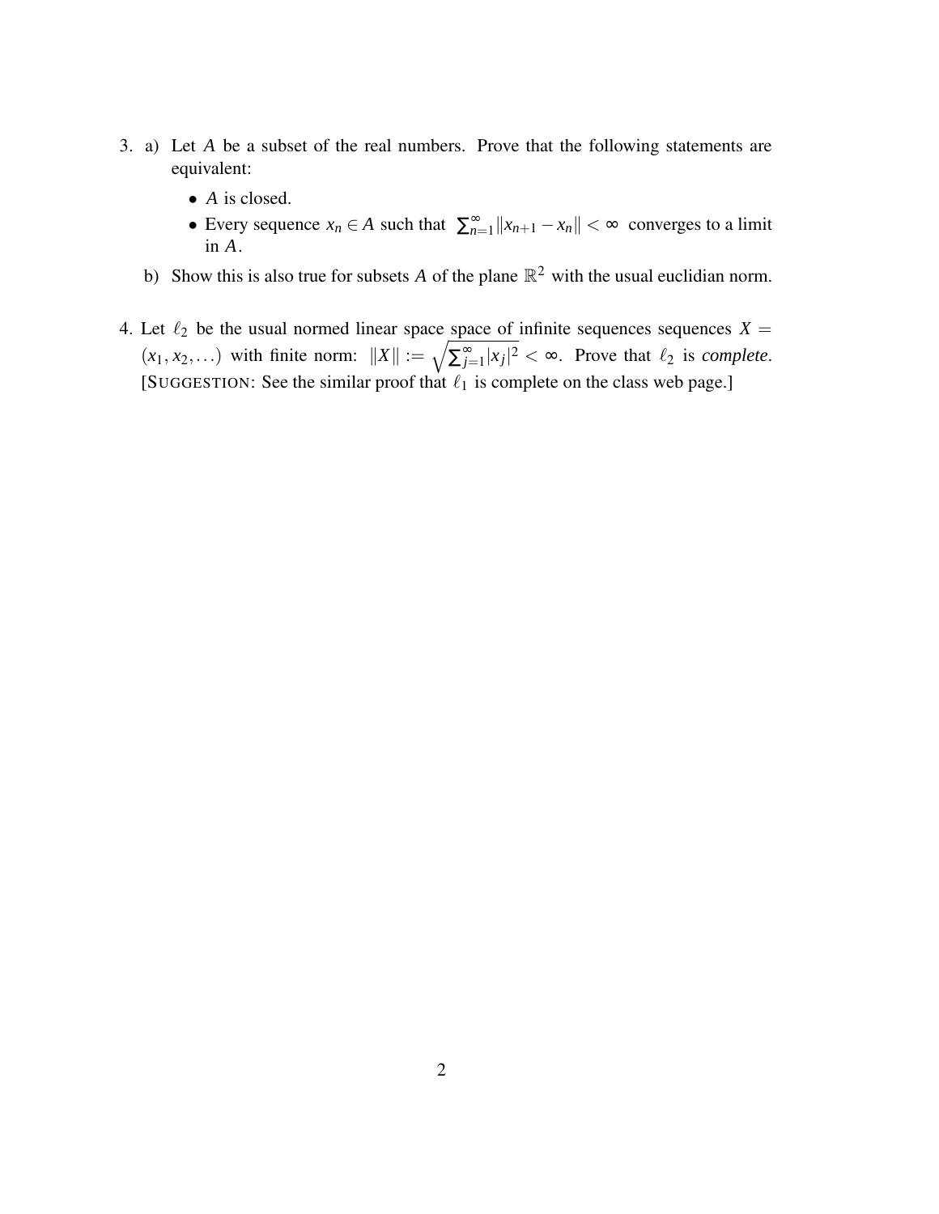3. a) Let $A$ be a subset of the real numbers. Prove that the following statements are equivalent:

   - $A$ is closed.
   - Every sequence $x_n \in A$ such that $\sum_{n=1}^{\infty} \|x_{n+1} - x_n\| < \infty$ converges to a limit in $A$.

   b) Show this is also true for subsets $A$ of the plane $\mathbb{R}^2$ with the usual euclidian norm.

4. Let $\ell_2$ be the usual normed linear space space of infinite sequences sequences $X = (x_1, x_2, \ldots)$ with finite norm: $\|X\| := \sqrt{\sum_{j=1}^{\infty} |x_j|^2} < \infty$. Prove that $\ell_2$ is *complete*. [SUGGESTION: See the similar proof that $\ell_1$ is complete on the class web page.]